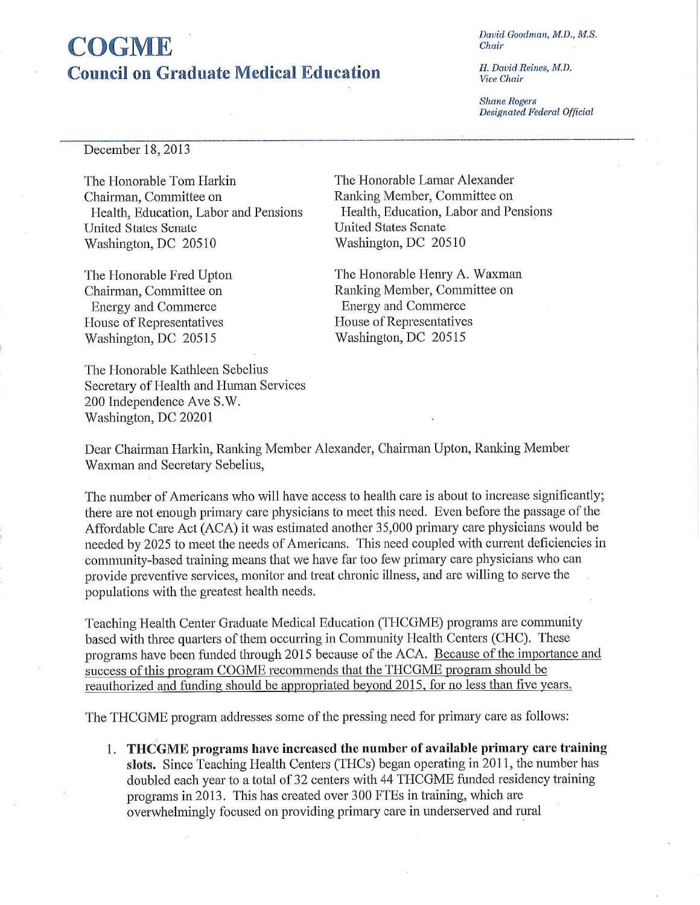# COGME
## Council on Graduate Medical Education

*David Goodman, M.D., M.S.*
*Chair*

*H. David Reines, M.D.*
*Vice Chair*

*Shane Rogers*
*Designated Federal Official*

---

December 18, 2013

The Honorable Tom Harkin
Chairman, Committee on
Health, Education, Labor and Pensions
United States Senate
Washington, DC 20510

The Honorable Lamar Alexander
Ranking Member, Committee on
Health, Education, Labor and Pensions
United States Senate
Washington, DC 20510

The Honorable Fred Upton
Chairman, Committee on
Energy and Commerce
House of Representatives
Washington, DC 20515

The Honorable Henry A. Waxman
Ranking Member, Committee on
Energy and Commerce
House of Representatives
Washington, DC 20515

The Honorable Kathleen Sebelius
Secretary of Health and Human Services
200 Independence Ave S.W.
Washington, DC 20201

Dear Chairman Harkin, Ranking Member Alexander, Chairman Upton, Ranking Member Waxman and Secretary Sebelius,

The number of Americans who will have access to health care is about to increase significantly; there are not enough primary care physicians to meet this need. Even before the passage of the Affordable Care Act (ACA) it was estimated another 35,000 primary care physicians would be needed by 2025 to meet the needs of Americans. This need coupled with current deficiencies in community-based training means that we have far too few primary care physicians who can provide preventive services, monitor and treat chronic illness, and are willing to serve the populations with the greatest health needs.

Teaching Health Center Graduate Medical Education (THCGME) programs are community based with three quarters of them occurring in Community Health Centers (CHC). These programs have been funded through 2015 because of the ACA. <u>Because of the importance and success of this program COGME recommends that the THCGME program should be reauthorized and funding should be appropriated beyond 2015, for no less than five years.</u>

The THCGME program addresses some of the pressing need for primary care as follows:

1. **THCGME programs have increased the number of available primary care training slots.** Since Teaching Health Centers (THCs) began operating in 2011, the number has doubled each year to a total of 32 centers with 44 THCGME funded residency training programs in 2013. This has created over 300 FTEs in training, which are overwhelmingly focused on providing primary care in underserved and rural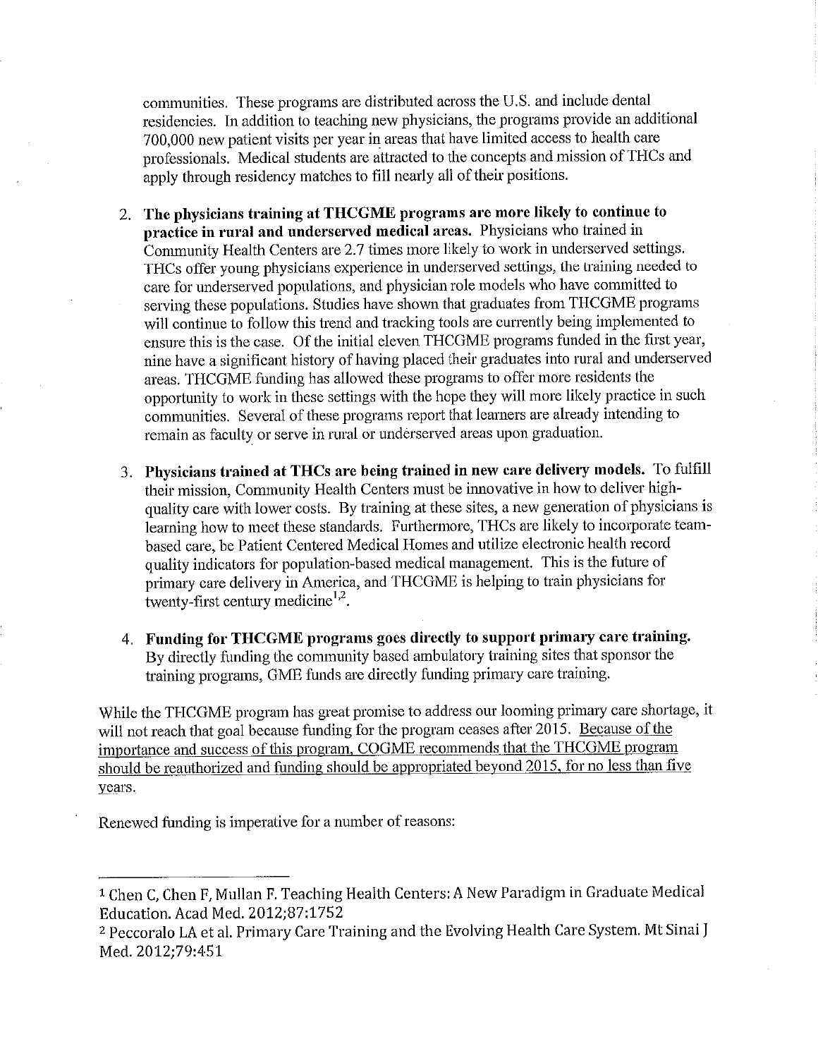communities. These programs are distributed across the U.S. and include dental residencies. In addition to teaching new physicians, the programs provide an additional 700,000 new patient visits per year in areas that have limited access to health care professionals. Medical students are attracted to the concepts and mission of THCs and apply through residency matches to fill nearly all of their positions.

2. **The physicians training at THCGME programs are more likely to continue to practice in rural and underserved medical areas.** Physicians who trained in Community Health Centers are 2.7 times more likely to work in underserved settings. THCs offer young physicians experience in underserved settings, the training needed to care for underserved populations, and physician role models who have committed to serving these populations. Studies have shown that graduates from THCGME programs will continue to follow this trend and tracking tools are currently being implemented to ensure this is the case. Of the initial eleven THCGME programs funded in the first year, nine have a significant history of having placed their graduates into rural and underserved areas. THCGME funding has allowed these programs to offer more residents the opportunity to work in these settings with the hope they will more likely practice in such communities. Several of these programs report that learners are already intending to remain as faculty or serve in rural or underserved areas upon graduation.

3. **Physicians trained at THCs are being trained in new care delivery models.** To fulfill their mission, Community Health Centers must be innovative in how to deliver high-quality care with lower costs. By training at these sites, a new generation of physicians is learning how to meet these standards. Furthermore, THCs are likely to incorporate team-based care, be Patient Centered Medical Homes and utilize electronic health record quality indicators for population-based medical management. This is the future of primary care delivery in America, and THCGME is helping to train physicians for twenty-first century medicine[1,2].

4. **Funding for THCGME programs goes directly to support primary care training.** By directly funding the community based ambulatory training sites that sponsor the training programs, GME funds are directly funding primary care training.

While the THCGME program has great promise to address our looming primary care shortage, it will not reach that goal because funding for the program ceases after 2015. <u>Because of the importance and success of this program, COGME recommends that the THCGME program should be reauthorized and funding should be appropriated beyond 2015, for no less than five years.</u>

Renewed funding is imperative for a number of reasons:

---

[1] Chen C, Chen F, Mullan F. Teaching Health Centers: A New Paradigm in Graduate Medical Education. Acad Med. 2012;87:1752

[2] Peccoralo LA et al. Primary Care Training and the Evolving Health Care System. Mt Sinai J Med. 2012;79:451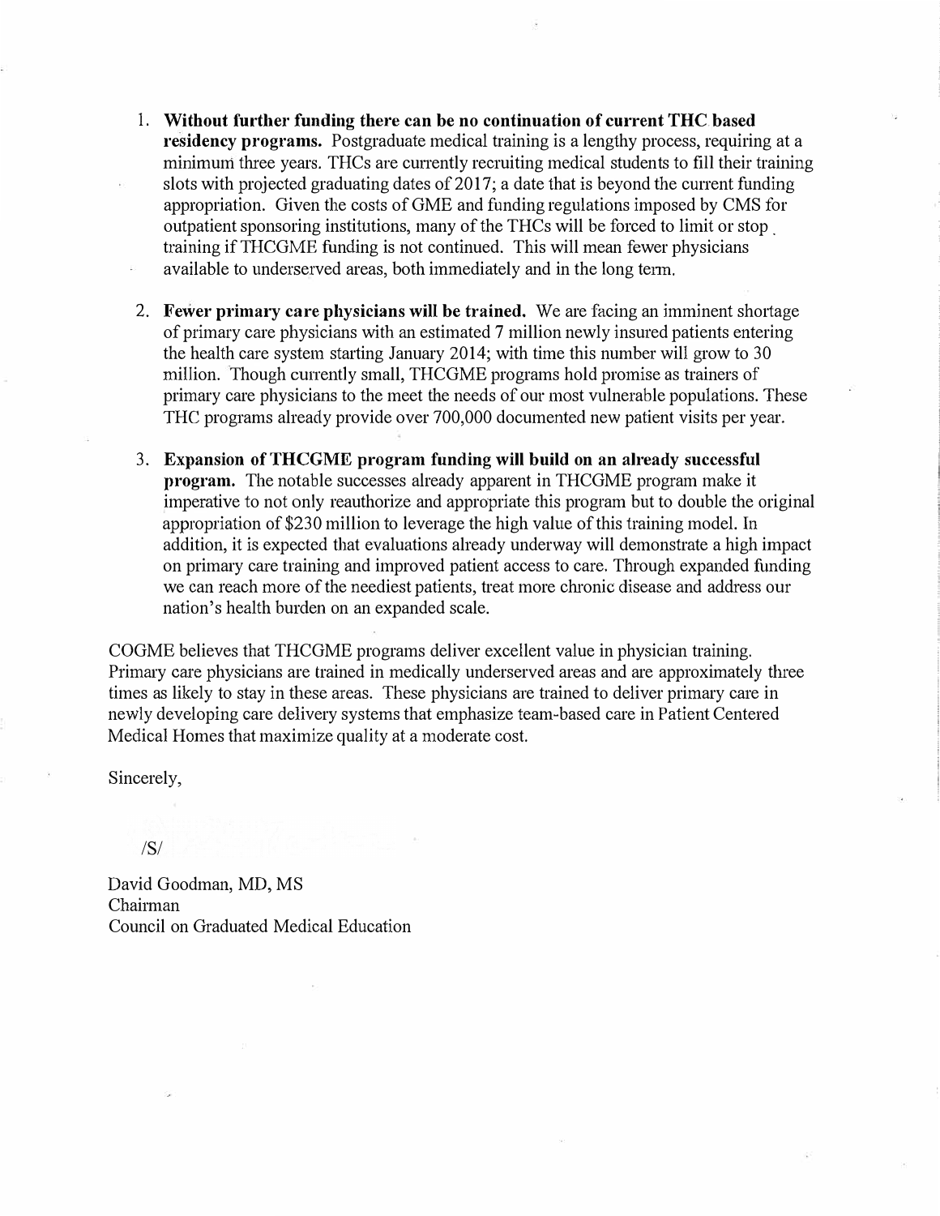1. **Without further funding there can be no continuation of current THC based residency programs.** Postgraduate medical training is a lengthy process, requiring at a minimum three years. THCs are currently recruiting medical students to fill their training slots with projected graduating dates of 2017; a date that is beyond the current funding appropriation. Given the costs of GME and funding regulations imposed by CMS for outpatient sponsoring institutions, many of the THCs will be forced to limit or stop training if THCGME funding is not continued. This will mean fewer physicians available to underserved areas, both immediately and in the long term.

2. **Fewer primary care physicians will be trained.** We are facing an imminent shortage of primary care physicians with an estimated 7 million newly insured patients entering the health care system starting January 2014; with time this number will grow to 30 million. Though currently small, THCGME programs hold promise as trainers of primary care physicians to the meet the needs of our most vulnerable populations. These THC programs already provide over 700,000 documented new patient visits per year.

3. **Expansion of THCGME program funding will build on an already successful program.** The notable successes already apparent in THCGME program make it imperative to not only reauthorize and appropriate this program but to double the original appropriation of $230 million to leverage the high value of this training model. In addition, it is expected that evaluations already underway will demonstrate a high impact on primary care training and improved patient access to care. Through expanded funding we can reach more of the neediest patients, treat more chronic disease and address our nation's health burden on an expanded scale.

COGME believes that THCGME programs deliver excellent value in physician training. Primary care physicians are trained in medically underserved areas and are approximately three times as likely to stay in these areas. These physicians are trained to deliver primary care in newly developing care delivery systems that emphasize team-based care in Patient Centered Medical Homes that maximize quality at a moderate cost.

Sincerely,

/S/

David Goodman, MD, MS
Chairman
Council on Graduated Medical Education